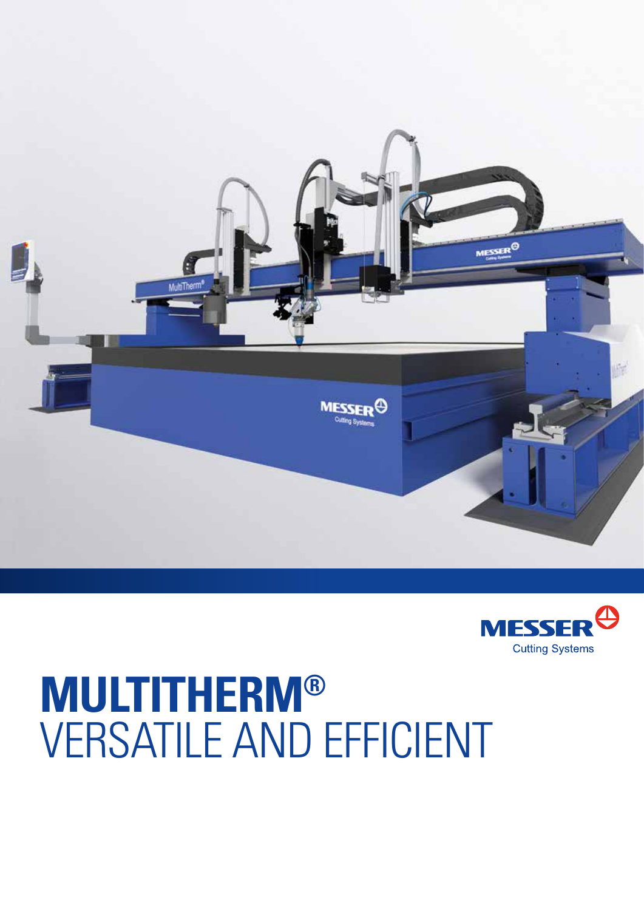MESSER
Cutting Systems

# MULTITHERM®
## VERSATILE AND EFFICIENT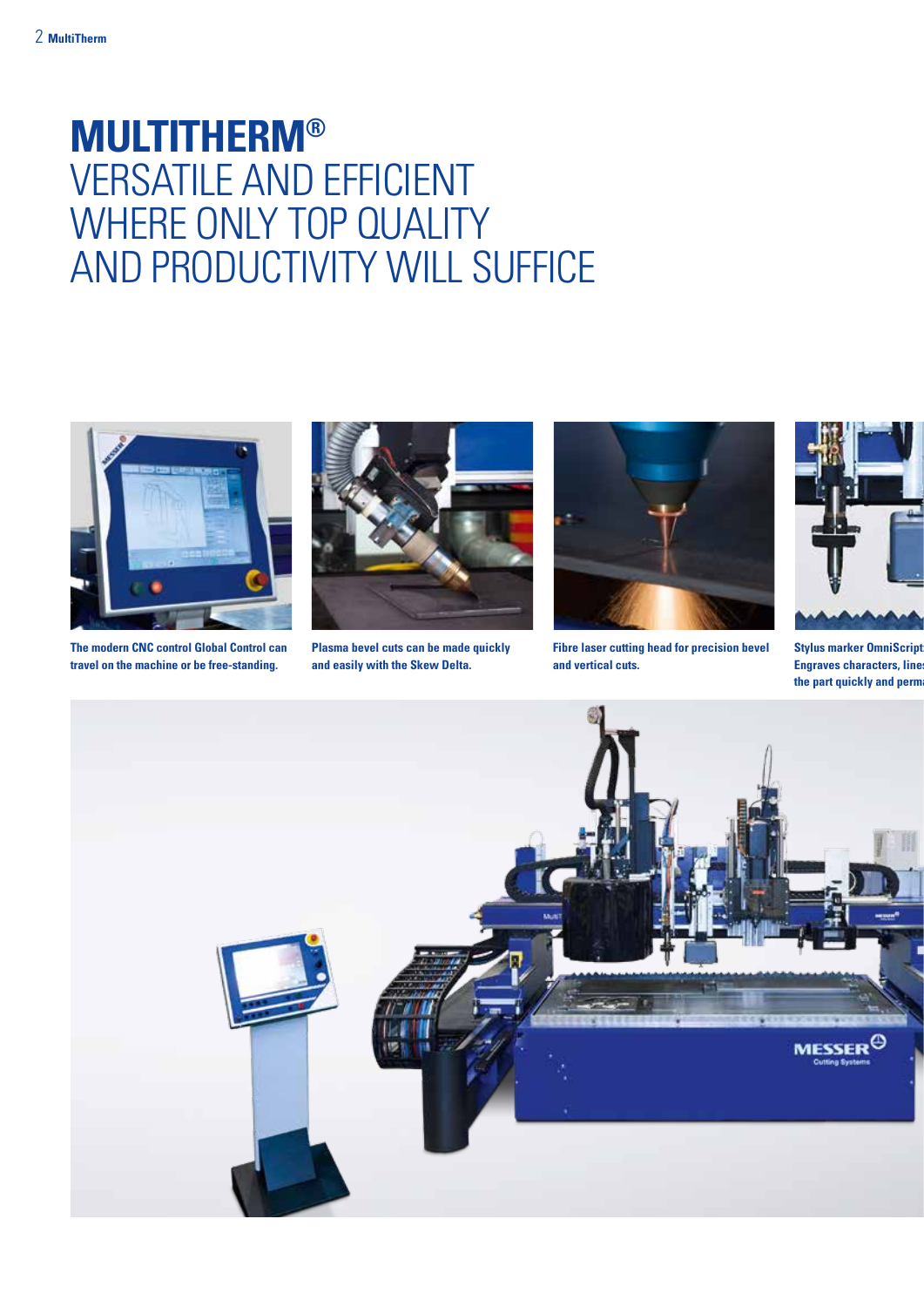# MULTITHERM®
## VERSATILE AND EFFICIENT WHERE ONLY TOP QUALITY AND PRODUCTIVITY WILL SUFFICE

**The modern CNC control Global Control can travel on the machine or be free-standing.**

**Plasma bevel cuts can be made quickly and easily with the Skew Delta.**

**Fibre laser cutting head for precision bevel and vertical cuts.**

**Stylus marker OmniScript Engraves characters, lines the part quickly and perma**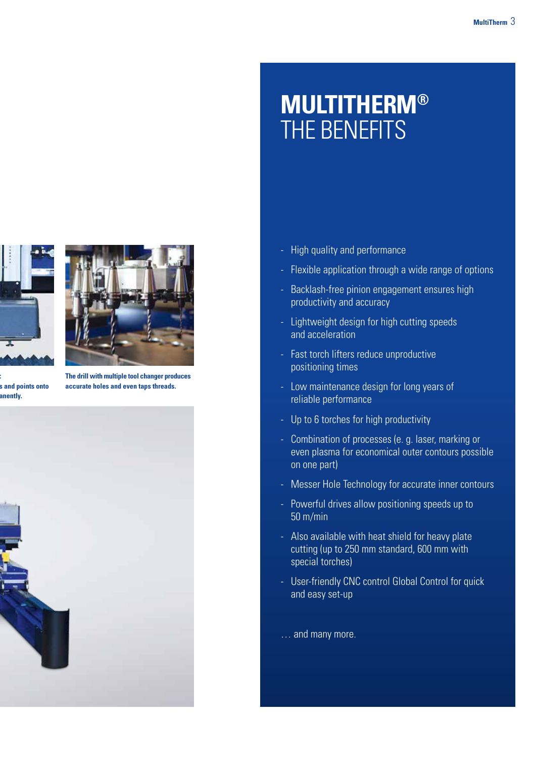# MULTITHERM®
## THE BENEFITS

- High quality and performance
- Flexible application through a wide range of options
- Backlash-free pinion engagement ensures high productivity and accuracy
- Lightweight design for high cutting speeds and acceleration
- Fast torch lifters reduce unproductive positioning times
- Low maintenance design for long years of reliable performance
- Up to 6 torches for high productivity
- Combination of processes (e. g. laser, marking or even plasma for economical outer contours possible on one part)
- Messer Hole Technology for accurate inner contours
- Powerful drives allow positioning speeds up to 50 m/min
- Also available with heat shield for heavy plate cutting (up to 250 mm standard, 600 mm with special torches)
- User-friendly CNC control Global Control for quick and easy set-up

… and many more.

s and points onto anently.

**The drill with multiple tool changer produces accurate holes and even taps threads.**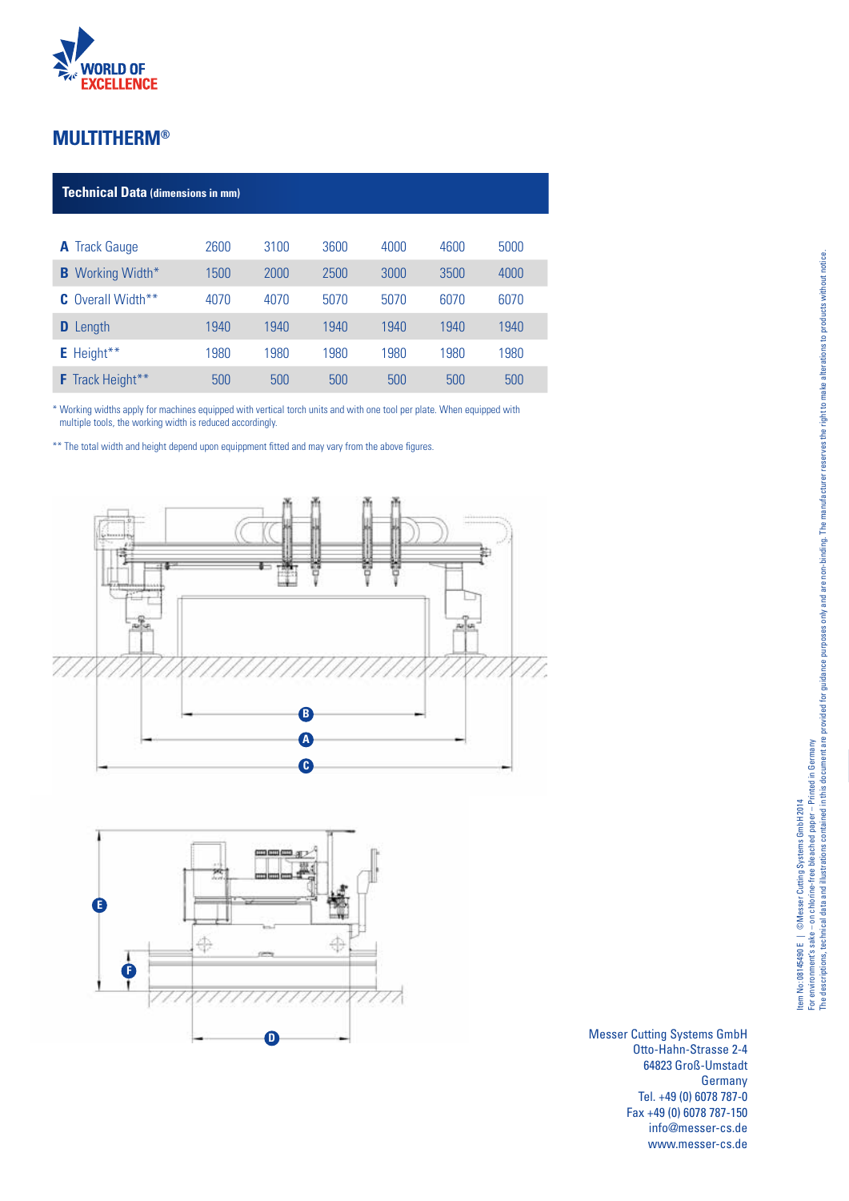WORLD OF EXCELLENCE

# MULTITHERM®

## Technical Data (dimensions in mm)

| | | | | | | |
|---|---|---|---|---|---|---|
| **A** Track Gauge | 2600 | 3100 | 3600 | 4000 | 4600 | 5000 |
| **B** Working Width* | 1500 | 2000 | 2500 | 3000 | 3500 | 4000 |
| **C** Overall Width** | 4070 | 4070 | 5070 | 5070 | 6070 | 6070 |
| **D** Length | 1940 | 1940 | 1940 | 1940 | 1940 | 1940 |
| **E** Height** | 1980 | 1980 | 1980 | 1980 | 1980 | 1980 |
| **F** Track Height** | 500 | 500 | 500 | 500 | 500 | 500 |

* Working widths apply for machines equipped with vertical torch units and with one tool per plate. When equipped with multiple tools, the working width is reduced accordingly.

** The total width and height depend upon equippment fitted and may vary from the above figures.

B

A

C

E

F

D

Item No: 08145490 E | ©Messer Cutting Systems GmbH 2014
For environment's sake – on chlorine-free bleached paper – Printed in Germany
The descriptions, technical data and illustrations contained in this document are provided for guidance purposes only and are non-binding. The manufacturer reserves the right to make alterations to products without notice.

Messer Cutting Systems GmbH
Otto-Hahn-Strasse 2-4
64823 Groß-Umstadt
Germany
Tel. +49 (0) 6078 787-0
Fax +49 (0) 6078 787-150
info@messer-cs.de
www.messer-cs.de